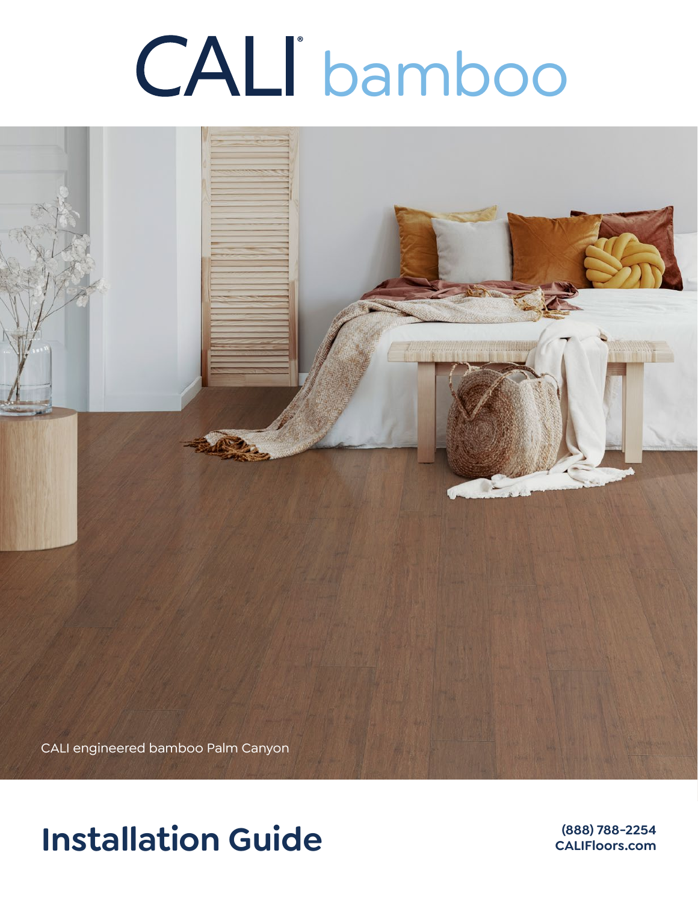# CALI® bamboo

CALI engineered bamboo Palm Canyon

## Installation Guide

**(888) 788-2254**
**CALIFloors.com**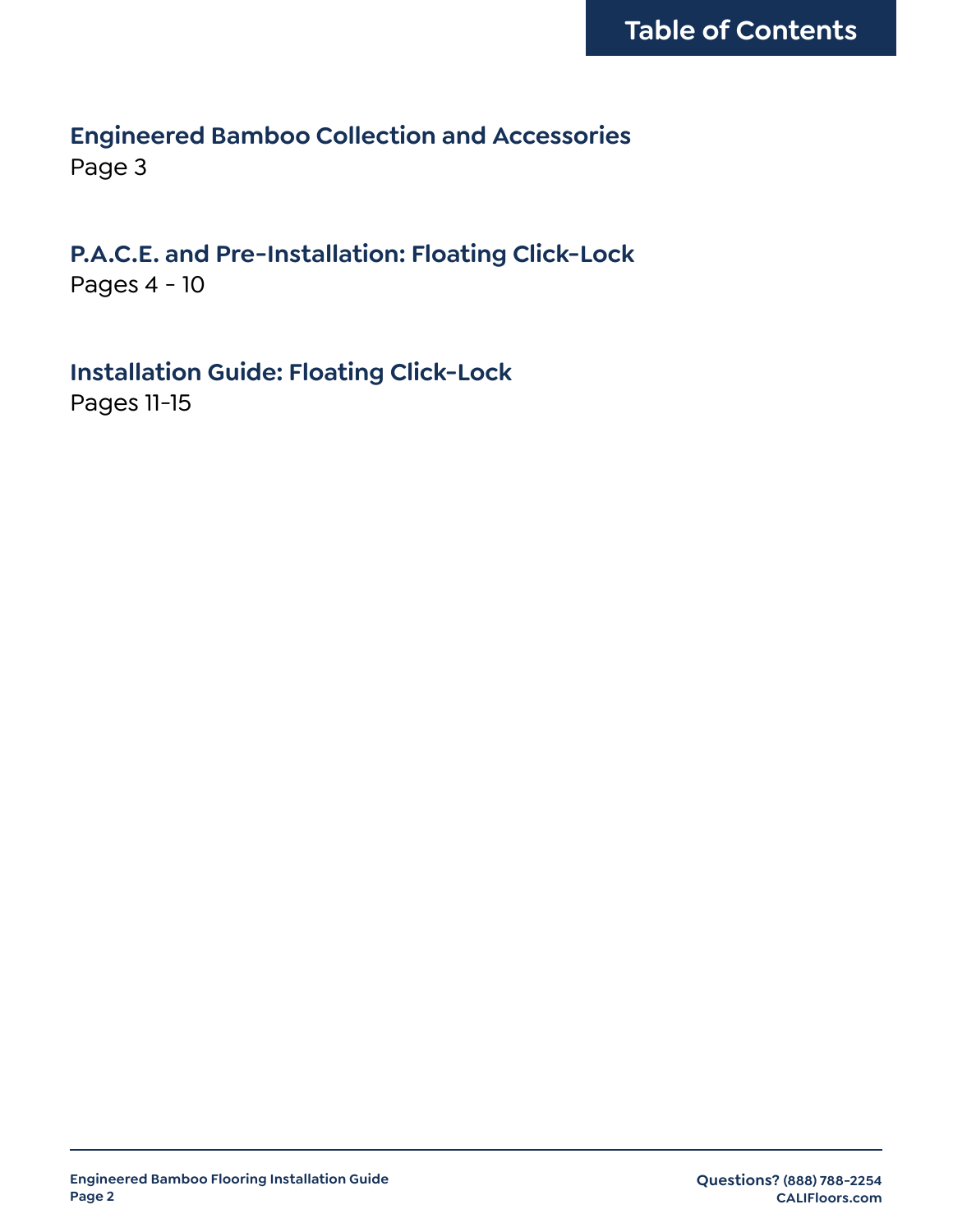# Table of Contents

**Engineered Bamboo Collection and Accessories**
Page 3

**P.A.C.E. and Pre-Installation: Floating Click-Lock**
Pages 4 - 10

**Installation Guide: Floating Click-Lock**
Pages 11-15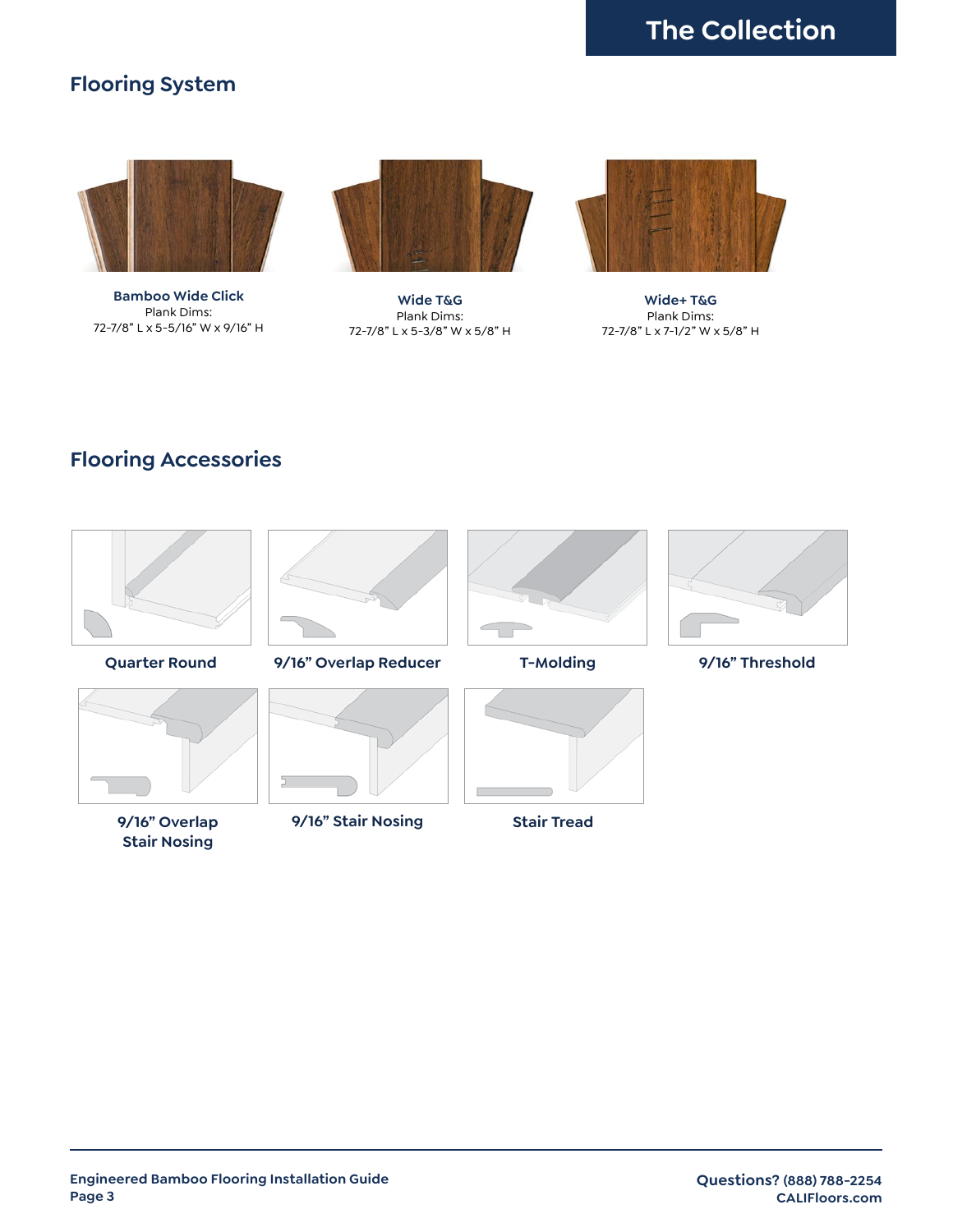# The Collection

## Flooring System

**Bamboo Wide Click**
Plank Dims:
72-7/8" L x 5-5/16" W x 9/16" H

**Wide T&G**
Plank Dims:
72-7/8" L x 5-3/8" W x 5/8" H

**Wide+ T&G**
Plank Dims:
72-7/8" L x 7-1/2" W x 5/8" H

## Flooring Accessories

**Quarter Round**

**9/16" Overlap Reducer**

**T-Molding**

**9/16" Threshold**

**9/16" Overlap Stair Nosing**

**9/16" Stair Nosing**

**Stair Tread**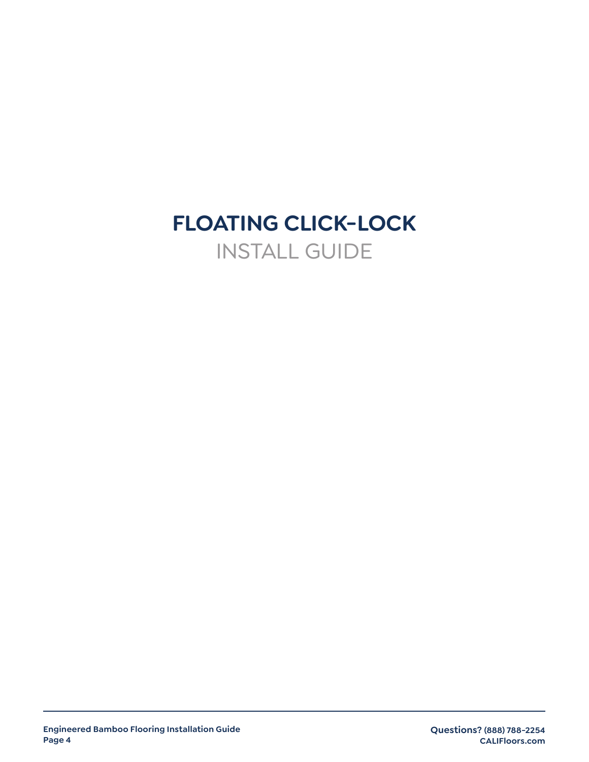# FLOATING CLICK-LOCK

## INSTALL GUIDE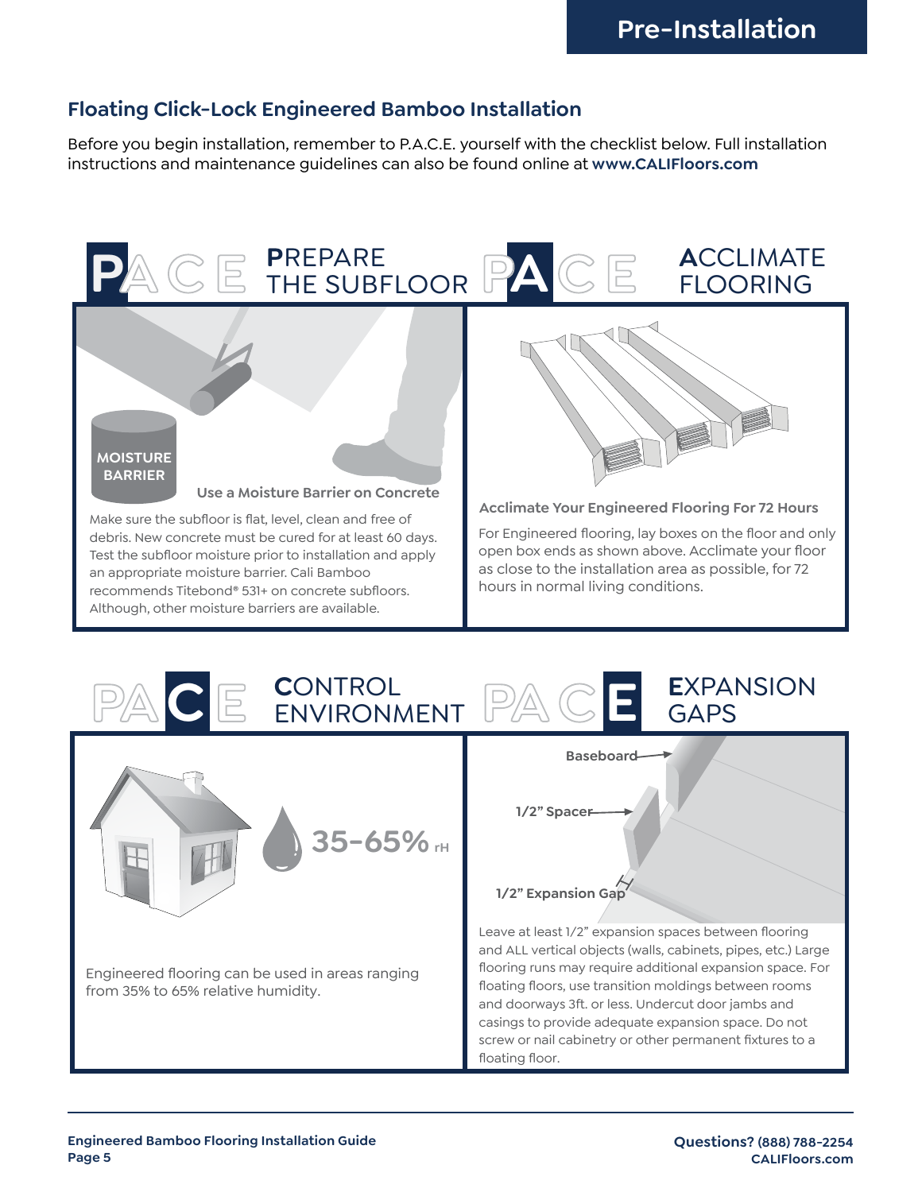## Floating Click-Lock Engineered Bamboo Installation

Before you begin installation, remember to P.A.C.E. yourself with the checklist below. Full installation instructions and maintenance guidelines can also be found online at **www.CALIFloors.com**

### PACE — PREPARE THE SUBFLOOR

MOISTURE BARRIER

**Use a Moisture Barrier on Concrete**

Make sure the subfloor is flat, level, clean and free of debris. New concrete must be cured for at least 60 days. Test the subfloor moisture prior to installation and apply an appropriate moisture barrier. Cali Bamboo recommends Titebond® 531+ on concrete subfloors. Although, other moisture barriers are available.

### PACE — ACCLIMATE FLOORING

**Acclimate Your Engineered Flooring For 72 Hours**

For Engineered flooring, lay boxes on the floor and only open box ends as shown above. Acclimate your floor as close to the installation area as possible, for 72 hours in normal living conditions.

### PACE — CONTROL ENVIRONMENT

35-65% rH

Engineered flooring can be used in areas ranging from 35% to 65% relative humidity.

### PACE — EXPANSION GAPS

Baseboard

1/2" Spacer

1/2" Expansion Gap

Leave at least 1/2" expansion spaces between flooring and ALL vertical objects (walls, cabinets, pipes, etc.) Large flooring runs may require additional expansion space. For floating floors, use transition moldings between rooms and doorways 3ft. or less. Undercut door jambs and casings to provide adequate expansion space. Do not screw or nail cabinetry or other permanent fixtures to a floating floor.

**Questions? (888) 788-2254**
**CALIFloors.com**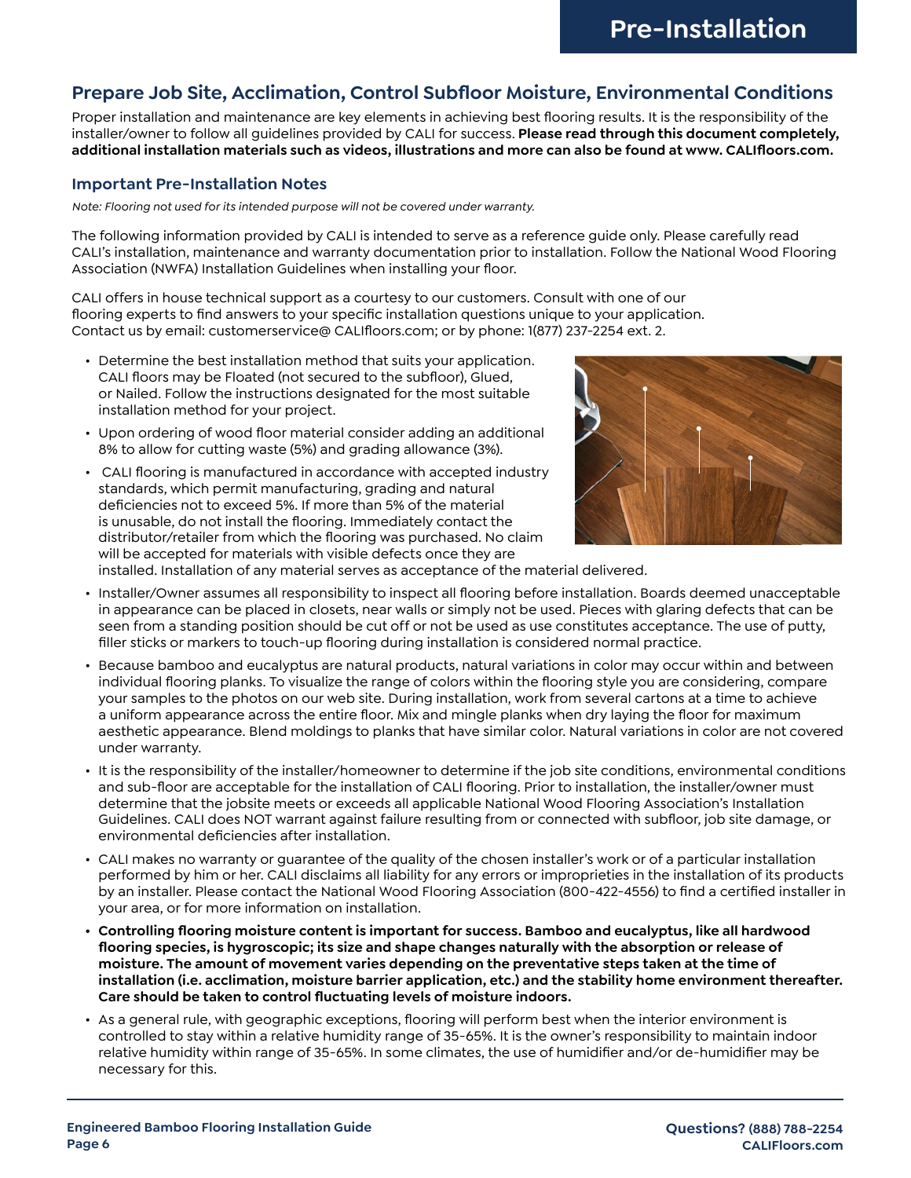# Pre-Installation

## Prepare Job Site, Acclimation, Control Subfloor Moisture, Environmental Conditions

Proper installation and maintenance are key elements in achieving best flooring results. It is the responsibility of the installer/owner to follow all guidelines provided by CALI for success. **Please read through this document completely, additional installation materials such as videos, illustrations and more can also be found at www. CALIfloors.com.**

### Important Pre-Installation Notes

*Note: Flooring not used for its intended purpose will not be covered under warranty.*

The following information provided by CALI is intended to serve as a reference guide only. Please carefully read CALI's installation, maintenance and warranty documentation prior to installation. Follow the National Wood Flooring Association (NWFA) Installation Guidelines when installing your floor.

CALI offers in house technical support as a courtesy to our customers. Consult with one of our flooring experts to find answers to your specific installation questions unique to your application. Contact us by email: customerservice@ CALIfloors.com; or by phone: 1(877) 237-2254 ext. 2.

- Determine the best installation method that suits your application. CALI floors may be Floated (not secured to the subfloor), Glued, or Nailed. Follow the instructions designated for the most suitable installation method for your project.
- Upon ordering of wood floor material consider adding an additional 8% to allow for cutting waste (5%) and grading allowance (3%).
- CALI flooring is manufactured in accordance with accepted industry standards, which permit manufacturing, grading and natural deficiencies not to exceed 5%. If more than 5% of the material is unusable, do not install the flooring. Immediately contact the distributor/retailer from which the flooring was purchased. No claim will be accepted for materials with visible defects once they are installed. Installation of any material serves as acceptance of the material delivered.
- Installer/Owner assumes all responsibility to inspect all flooring before installation. Boards deemed unacceptable in appearance can be placed in closets, near walls or simply not be used. Pieces with glaring defects that can be seen from a standing position should be cut off or not be used as use constitutes acceptance. The use of putty, filler sticks or markers to touch-up flooring during installation is considered normal practice.
- Because bamboo and eucalyptus are natural products, natural variations in color may occur within and between individual flooring planks. To visualize the range of colors within the flooring style you are considering, compare your samples to the photos on our web site. During installation, work from several cartons at a time to achieve a uniform appearance across the entire floor. Mix and mingle planks when dry laying the floor for maximum aesthetic appearance. Blend moldings to planks that have similar color. Natural variations in color are not covered under warranty.
- It is the responsibility of the installer/homeowner to determine if the job site conditions, environmental conditions and sub-floor are acceptable for the installation of CALI flooring. Prior to installation, the installer/owner must determine that the jobsite meets or exceeds all applicable National Wood Flooring Association's Installation Guidelines. CALI does NOT warrant against failure resulting from or connected with subfloor, job site damage, or environmental deficiencies after installation.
- CALI makes no warranty or guarantee of the quality of the chosen installer's work or of a particular installation performed by him or her. CALI disclaims all liability for any errors or improprieties in the installation of its products by an installer. Please contact the National Wood Flooring Association (800-422-4556) to find a certified installer in your area, or for more information on installation.
- **Controlling flooring moisture content is important for success. Bamboo and eucalyptus, like all hardwood flooring species, is hygroscopic; its size and shape changes naturally with the absorption or release of moisture. The amount of movement varies depending on the preventative steps taken at the time of installation (i.e. acclimation, moisture barrier application, etc.) and the stability home environment thereafter. Care should be taken to control fluctuating levels of moisture indoors.**
- As a general rule, with geographic exceptions, flooring will perform best when the interior environment is controlled to stay within a relative humidity range of 35-65%. It is the owner's responsibility to maintain indoor relative humidity within range of 35-65%. In some climates, the use of humidifier and/or de-humidifier may be necessary for this.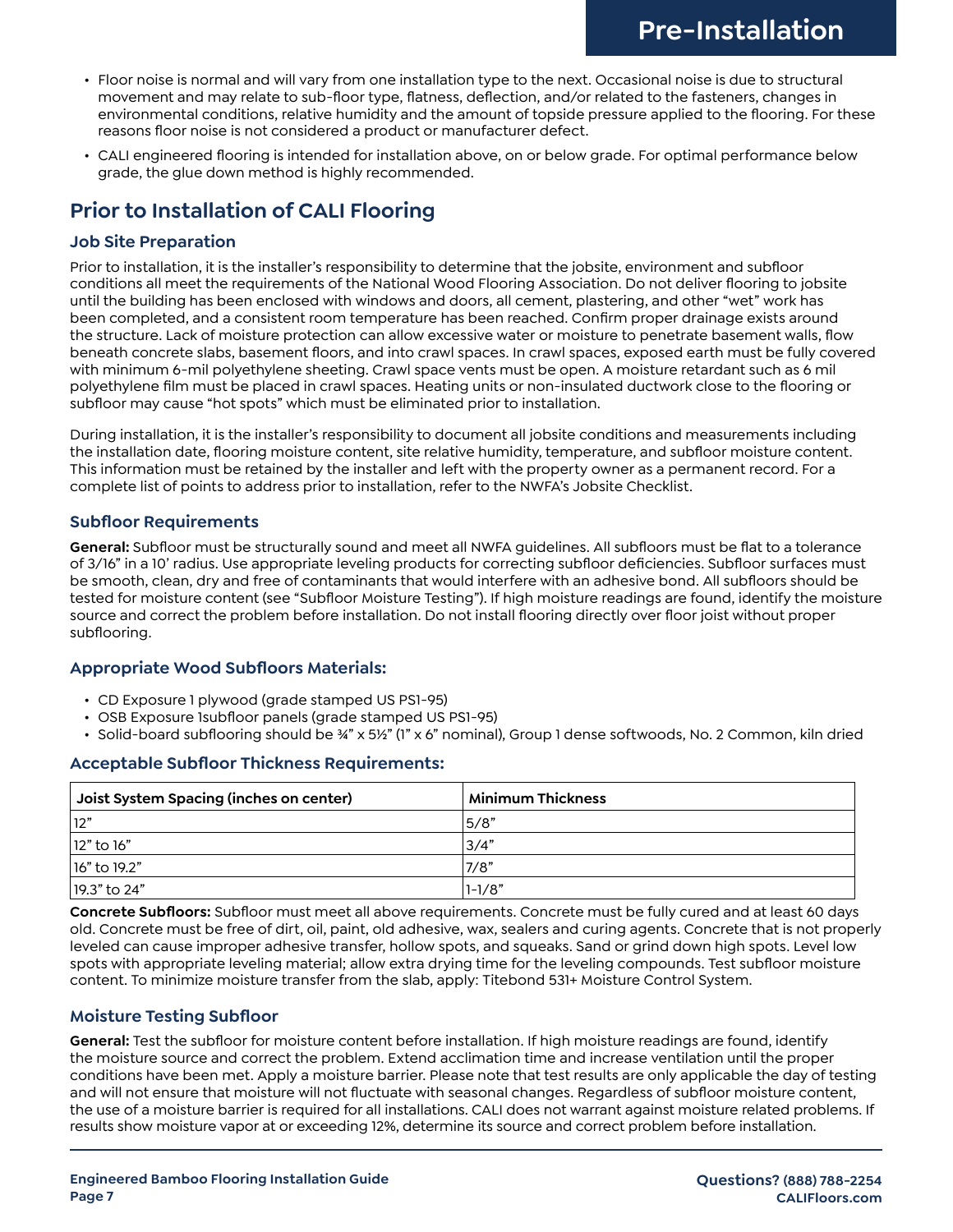- Floor noise is normal and will vary from one installation type to the next. Occasional noise is due to structural movement and may relate to sub-floor type, flatness, deflection, and/or related to the fasteners, changes in environmental conditions, relative humidity and the amount of topside pressure applied to the flooring. For these reasons floor noise is not considered a product or manufacturer defect.
- CALI engineered flooring is intended for installation above, on or below grade. For optimal performance below grade, the glue down method is highly recommended.

## Prior to Installation of CALI Flooring

### Job Site Preparation

Prior to installation, it is the installer's responsibility to determine that the jobsite, environment and subfloor conditions all meet the requirements of the National Wood Flooring Association. Do not deliver flooring to jobsite until the building has been enclosed with windows and doors, all cement, plastering, and other "wet" work has been completed, and a consistent room temperature has been reached. Confirm proper drainage exists around the structure. Lack of moisture protection can allow excessive water or moisture to penetrate basement walls, flow beneath concrete slabs, basement floors, and into crawl spaces. In crawl spaces, exposed earth must be fully covered with minimum 6-mil polyethylene sheeting. Crawl space vents must be open. A moisture retardant such as 6 mil polyethylene film must be placed in crawl spaces. Heating units or non-insulated ductwork close to the flooring or subfloor may cause "hot spots" which must be eliminated prior to installation.

During installation, it is the installer's responsibility to document all jobsite conditions and measurements including the installation date, flooring moisture content, site relative humidity, temperature, and subfloor moisture content. This information must be retained by the installer and left with the property owner as a permanent record. For a complete list of points to address prior to installation, refer to the NWFA's Jobsite Checklist.

### Subfloor Requirements

**General:** Subfloor must be structurally sound and meet all NWFA guidelines. All subfloors must be flat to a tolerance of 3/16" in a 10' radius. Use appropriate leveling products for correcting subfloor deficiencies. Subfloor surfaces must be smooth, clean, dry and free of contaminants that would interfere with an adhesive bond. All subfloors should be tested for moisture content (see "Subfloor Moisture Testing"). If high moisture readings are found, identify the moisture source and correct the problem before installation. Do not install flooring directly over floor joist without proper subflooring.

### Appropriate Wood Subfloors Materials:

- CD Exposure 1 plywood (grade stamped US PS1-95)
- OSB Exposure 1subfloor panels (grade stamped US PS1-95)
- Solid-board subflooring should be ¾" x 5½" (1" x 6" nominal), Group 1 dense softwoods, No. 2 Common, kiln dried

### Acceptable Subfloor Thickness Requirements:

| Joist System Spacing (inches on center) | Minimum Thickness |
| --- | --- |
| 12" | 5/8" |
| 12" to 16" | 3/4" |
| 16" to 19.2" | 7/8" |
| 19.3" to 24" | 1-1/8" |

**Concrete Subfloors:** Subfloor must meet all above requirements. Concrete must be fully cured and at least 60 days old. Concrete must be free of dirt, oil, paint, old adhesive, wax, sealers and curing agents. Concrete that is not properly leveled can cause improper adhesive transfer, hollow spots, and squeaks. Sand or grind down high spots. Level low spots with appropriate leveling material; allow extra drying time for the leveling compounds. Test subfloor moisture content. To minimize moisture transfer from the slab, apply: Titebond 531+ Moisture Control System.

### Moisture Testing Subfloor

**General:** Test the subfloor for moisture content before installation. If high moisture readings are found, identify the moisture source and correct the problem. Extend acclimation time and increase ventilation until the proper conditions have been met. Apply a moisture barrier. Please note that test results are only applicable the day of testing and will not ensure that moisture will not fluctuate with seasonal changes. Regardless of subfloor moisture content, the use of a moisture barrier is required for all installations. CALI does not warrant against moisture related problems. If results show moisture vapor at or exceeding 12%, determine its source and correct problem before installation.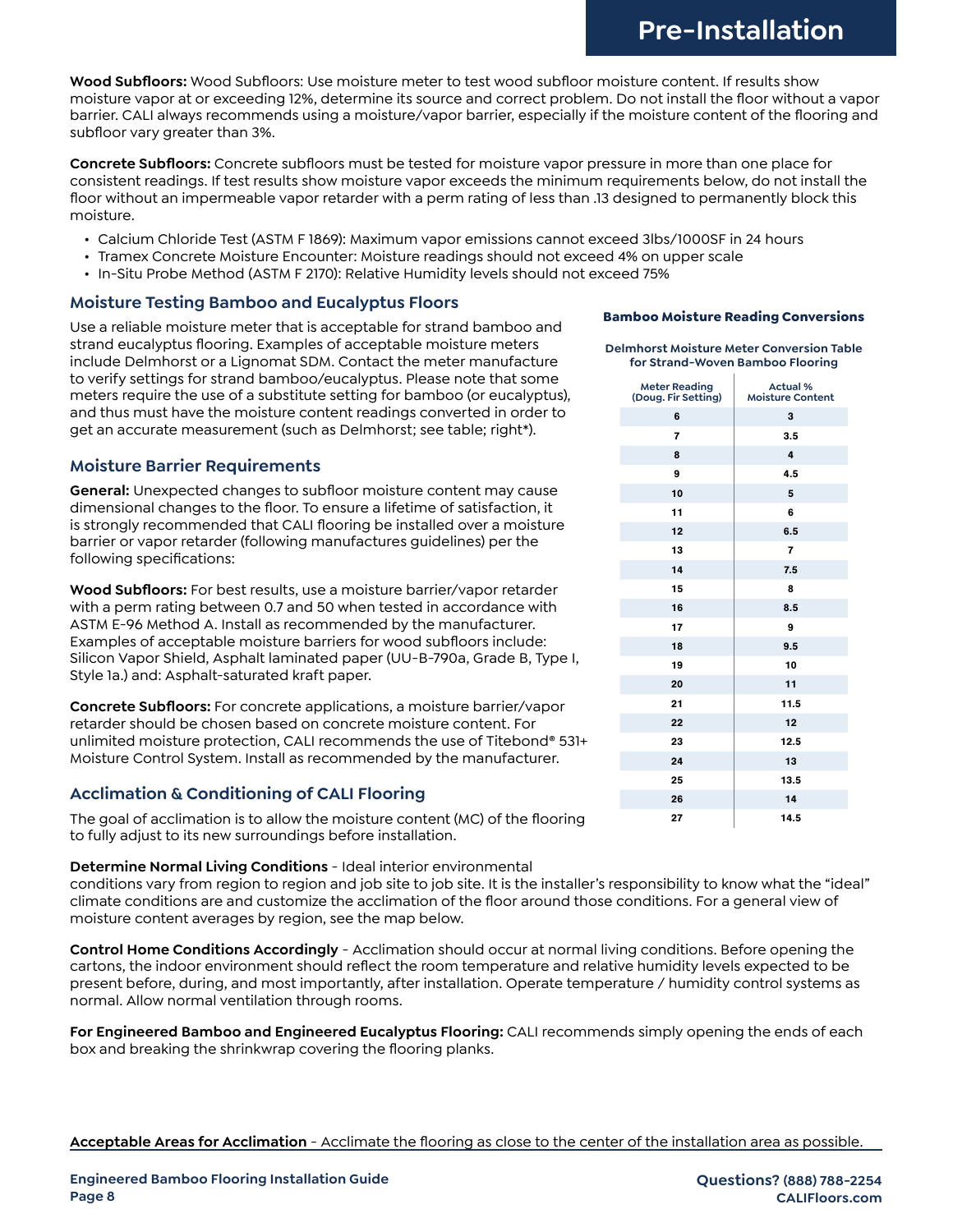# Pre-Installation

**Wood Subfloors:** Wood Subfloors: Use moisture meter to test wood subfloor moisture content. If results show moisture vapor at or exceeding 12%, determine its source and correct problem. Do not install the floor without a vapor barrier. CALI always recommends using a moisture/vapor barrier, especially if the moisture content of the flooring and subfloor vary greater than 3%.

**Concrete Subfloors:** Concrete subfloors must be tested for moisture vapor pressure in more than one place for consistent readings. If test results show moisture vapor exceeds the minimum requirements below, do not install the floor without an impermeable vapor retarder with a perm rating of less than .13 designed to permanently block this moisture.

- Calcium Chloride Test (ASTM F 1869): Maximum vapor emissions cannot exceed 3lbs/1000SF in 24 hours
- Tramex Concrete Moisture Encounter: Moisture readings should not exceed 4% on upper scale
- In-Situ Probe Method (ASTM F 2170): Relative Humidity levels should not exceed 75%

## Moisture Testing Bamboo and Eucalyptus Floors

Use a reliable moisture meter that is acceptable for strand bamboo and strand eucalyptus flooring. Examples of acceptable moisture meters include Delmhorst or a Lignomat SDM. Contact the meter manufacture to verify settings for strand bamboo/eucalyptus. Please note that some meters require the use of a substitute setting for bamboo (or eucalyptus), and thus must have the moisture content readings converted in order to get an accurate measurement (such as Delmhorst; see table; right*).

**Bamboo Moisture Reading Conversions**

**Delmhorst Moisture Meter Conversion Table for Strand-Woven Bamboo Flooring**

| Meter Reading (Doug. Fir Setting) | Actual % Moisture Content |
|---|---|
| 6 | 3 |
| 7 | 3.5 |
| 8 | 4 |
| 9 | 4.5 |
| 10 | 5 |
| 11 | 6 |
| 12 | 6.5 |
| 13 | 7 |
| 14 | 7.5 |
| 15 | 8 |
| 16 | 8.5 |
| 17 | 9 |
| 18 | 9.5 |
| 19 | 10 |
| 20 | 11 |
| 21 | 11.5 |
| 22 | 12 |
| 23 | 12.5 |
| 24 | 13 |
| 25 | 13.5 |
| 26 | 14 |
| 27 | 14.5 |

## Moisture Barrier Requirements

**General:** Unexpected changes to subfloor moisture content may cause dimensional changes to the floor. To ensure a lifetime of satisfaction, it is strongly recommended that CALI flooring be installed over a moisture barrier or vapor retarder (following manufactures guidelines) per the following specifications:

**Wood Subfloors:** For best results, use a moisture barrier/vapor retarder with a perm rating between 0.7 and 50 when tested in accordance with ASTM E-96 Method A. Install as recommended by the manufacturer. Examples of acceptable moisture barriers for wood subfloors include: Silicon Vapor Shield, Asphalt laminated paper (UU-B-790a, Grade B, Type I, Style 1a.) and: Asphalt-saturated kraft paper.

**Concrete Subfloors:** For concrete applications, a moisture barrier/vapor retarder should be chosen based on concrete moisture content. For unlimited moisture protection, CALI recommends the use of Titebond® 531+ Moisture Control System. Install as recommended by the manufacturer.

## Acclimation & Conditioning of CALI Flooring

The goal of acclimation is to allow the moisture content (MC) of the flooring to fully adjust to its new surroundings before installation.

**Determine Normal Living Conditions** - Ideal interior environmental conditions vary from region to region and job site to job site. It is the installer's responsibility to know what the "ideal" climate conditions are and customize the acclimation of the floor around those conditions. For a general view of moisture content averages by region, see the map below.

**Control Home Conditions Accordingly** - Acclimation should occur at normal living conditions. Before opening the cartons, the indoor environment should reflect the room temperature and relative humidity levels expected to be present before, during, and most importantly, after installation. Operate temperature / humidity control systems as normal. Allow normal ventilation through rooms.

**For Engineered Bamboo and Engineered Eucalyptus Flooring:** CALI recommends simply opening the ends of each box and breaking the shrinkwrap covering the flooring planks.

**Acceptable Areas for Acclimation** - Acclimate the flooring as close to the center of the installation area as possible.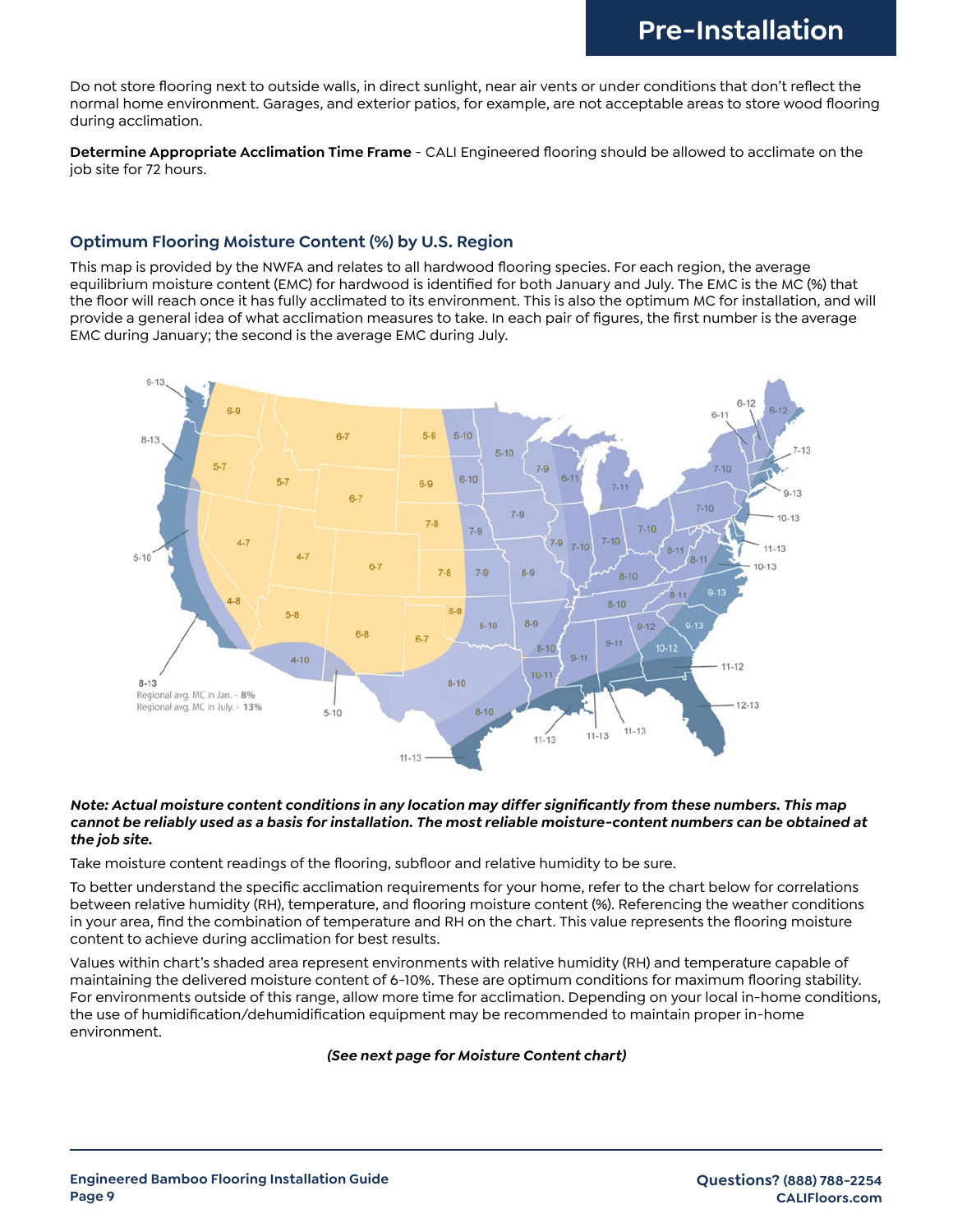## Pre-Installation

Do not store flooring next to outside walls, in direct sunlight, near air vents or under conditions that don't reflect the normal home environment. Garages, and exterior patios, for example, are not acceptable areas to store wood flooring during acclimation.

**Determine Appropriate Acclimation Time Frame** - CALI Engineered flooring should be allowed to acclimate on the job site for 72 hours.

### Optimum Flooring Moisture Content (%) by U.S. Region

This map is provided by the NWFA and relates to all hardwood flooring species. For each region, the average equilibrium moisture content (EMC) for hardwood is identified for both January and July. The EMC is the MC (%) that the floor will reach once it has fully acclimated to its environment. This is also the optimum MC for installation, and will provide a general idea of what acclimation measures to take. In each pair of figures, the first number is the average EMC during January; the second is the average EMC during July.

***Note: Actual moisture content conditions in any location may differ significantly from these numbers. This map cannot be reliably used as a basis for installation. The most reliable moisture-content numbers can be obtained at the job site.***

Take moisture content readings of the flooring, subfloor and relative humidity to be sure.

To better understand the specific acclimation requirements for your home, refer to the chart below for correlations between relative humidity (RH), temperature, and flooring moisture content (%). Referencing the weather conditions in your area, find the combination of temperature and RH on the chart. This value represents the flooring moisture content to achieve during acclimation for best results.

Values within chart's shaded area represent environments with relative humidity (RH) and temperature capable of maintaining the delivered moisture content of 6-10%. These are optimum conditions for maximum flooring stability. For environments outside of this range, allow more time for acclimation. Depending on your local in-home conditions, the use of humidification/dehumidification equipment may be recommended to maintain proper in-home environment.

***(See next page for Moisture Content chart)***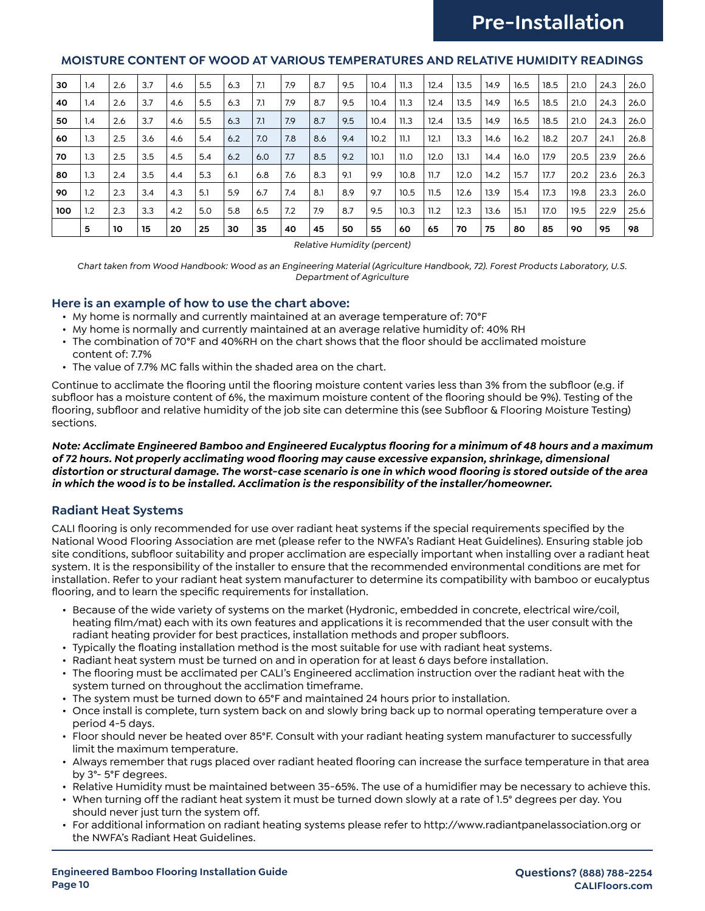## MOISTURE CONTENT OF WOOD AT VARIOUS TEMPERATURES AND RELATIVE HUMIDITY READINGS

| | | | | | | | | | | | | | | | | | | | | |
|---|---|---|---|---|---|---|---|---|---|---|---|---|---|---|---|---|---|---|---|---|
| **30** | 1.4 | 2.6 | 3.7 | 4.6 | 5.5 | 6.3 | 7.1 | 7.9 | 8.7 | 9.5 | 10.4 | 11.3 | 12.4 | 13.5 | 14.9 | 16.5 | 18.5 | 21.0 | 24.3 | 26.0 |
| **40** | 1.4 | 2.6 | 3.7 | 4.6 | 5.5 | 6.3 | 7.1 | 7.9 | 8.7 | 9.5 | 10.4 | 11.3 | 12.4 | 13.5 | 14.9 | 16.5 | 18.5 | 21.0 | 24.3 | 26.0 |
| **50** | 1.4 | 2.6 | 3.7 | 4.6 | 5.5 | 6.3 | 7.1 | 7.9 | 8.7 | 9.5 | 10.4 | 11.3 | 12.4 | 13.5 | 14.9 | 16.5 | 18.5 | 21.0 | 24.3 | 26.0 |
| **60** | 1.3 | 2.5 | 3.6 | 4.6 | 5.4 | 6.2 | 7.0 | 7.8 | 8.6 | 9.4 | 10.2 | 11.1 | 12.1 | 13.3 | 14.6 | 16.2 | 18.2 | 20.7 | 24.1 | 26.8 |
| **70** | 1.3 | 2.5 | 3.5 | 4.5 | 5.4 | 6.2 | 6.0 | 7.7 | 8.5 | 9.2 | 10.1 | 11.0 | 12.0 | 13.1 | 14.4 | 16.0 | 17.9 | 20.5 | 23.9 | 26.6 |
| **80** | 1.3 | 2.4 | 3.5 | 4.4 | 5.3 | 6.1 | 6.8 | 7.6 | 8.3 | 9.1 | 9.9 | 10.8 | 11.7 | 12.0 | 14.2 | 15.7 | 17.7 | 20.2 | 23.6 | 26.3 |
| **90** | 1.2 | 2.3 | 3.4 | 4.3 | 5.1 | 5.9 | 6.7 | 7.4 | 8.1 | 8.9 | 9.7 | 10.5 | 11.5 | 12.6 | 13.9 | 15.4 | 17.3 | 19.8 | 23.3 | 26.0 |
| **100** | 1.2 | 2.3 | 3.3 | 4.2 | 5.0 | 5.8 | 6.5 | 7.2 | 7.9 | 8.7 | 9.5 | 10.3 | 11.2 | 12.3 | 13.6 | 15.1 | 17.0 | 19.5 | 22.9 | 25.6 |
| | **5** | **10** | **15** | **20** | **25** | **30** | **35** | **40** | **45** | **50** | **55** | **60** | **65** | **70** | **75** | **80** | **85** | **90** | **95** | **98** |

*Relative Humidity (percent)*

*Chart taken from Wood Handbook: Wood as an Engineering Material (Agriculture Handbook, 72). Forest Products Laboratory, U.S. Department of Agriculture*

### Here is an example of how to use the chart above:

- My home is normally and currently maintained at an average temperature of: 70°F
- My home is normally and currently maintained at an average relative humidity of: 40% RH
- The combination of 70°F and 40%RH on the chart shows that the floor should be acclimated moisture content of: 7.7%
- The value of 7.7% MC falls within the shaded area on the chart.

Continue to acclimate the flooring until the flooring moisture content varies less than 3% from the subfloor (e.g. if subfloor has a moisture content of 6%, the maximum moisture content of the flooring should be 9%). Testing of the flooring, subfloor and relative humidity of the job site can determine this (see Subfloor & Flooring Moisture Testing) sections.

***Note: Acclimate Engineered Bamboo and Engineered Eucalyptus flooring for a minimum of 48 hours and a maximum of 72 hours. Not properly acclimating wood flooring may cause excessive expansion, shrinkage, dimensional distortion or structural damage. The worst-case scenario is one in which wood flooring is stored outside of the area in which the wood is to be installed. Acclimation is the responsibility of the installer/homeowner.***

### Radiant Heat Systems

CALI flooring is only recommended for use over radiant heat systems if the special requirements specified by the National Wood Flooring Association are met (please refer to the NWFA's Radiant Heat Guidelines). Ensuring stable job site conditions, subfloor suitability and proper acclimation are especially important when installing over a radiant heat system. It is the responsibility of the installer to ensure that the recommended environmental conditions are met for installation. Refer to your radiant heat system manufacturer to determine its compatibility with bamboo or eucalyptus flooring, and to learn the specific requirements for installation.

- Because of the wide variety of systems on the market (Hydronic, embedded in concrete, electrical wire/coil, heating film/mat) each with its own features and applications it is recommended that the user consult with the radiant heating provider for best practices, installation methods and proper subfloors.
- Typically the floating installation method is the most suitable for use with radiant heat systems.
- Radiant heat system must be turned on and in operation for at least 6 days before installation.
- The flooring must be acclimated per CALI's Engineered acclimation instruction over the radiant heat with the system turned on throughout the acclimation timeframe.
- The system must be turned down to 65°F and maintained 24 hours prior to installation.
- Once install is complete, turn system back on and slowly bring back up to normal operating temperature over a period 4-5 days.
- Floor should never be heated over 85°F. Consult with your radiant heating system manufacturer to successfully limit the maximum temperature.
- Always remember that rugs placed over radiant heated flooring can increase the surface temperature in that area by 3°- 5°F degrees.
- Relative Humidity must be maintained between 35-65%. The use of a humidifier may be necessary to achieve this.
- When turning off the radiant heat system it must be turned down slowly at a rate of 1.5° degrees per day. You should never just turn the system off.
- For additional information on radiant heating systems please refer to http://www.radiantpanelassociation.org or the NWFA's Radiant Heat Guidelines.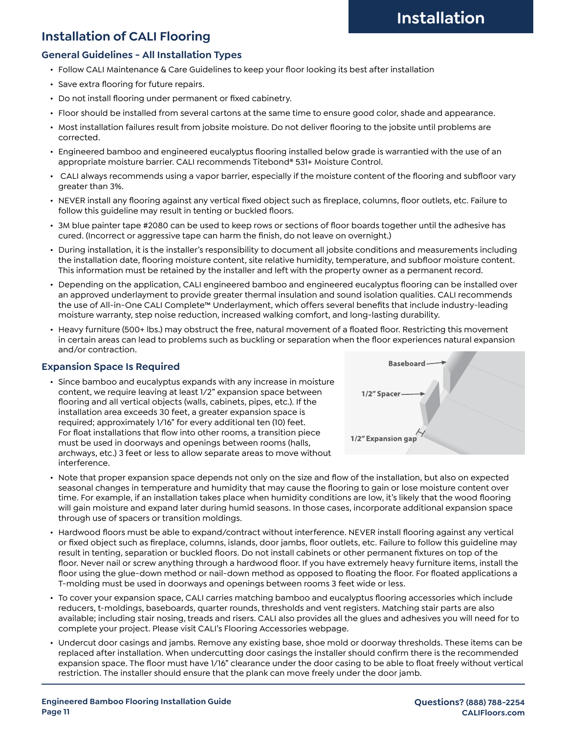# Installation

## Installation of CALI Flooring

### General Guidelines – All Installation Types

- Follow CALI Maintenance & Care Guidelines to keep your floor looking its best after installation
- Save extra flooring for future repairs.
- Do not install flooring under permanent or fixed cabinetry.
- Floor should be installed from several cartons at the same time to ensure good color, shade and appearance.
- Most installation failures result from jobsite moisture. Do not deliver flooring to the jobsite until problems are corrected.
- Engineered bamboo and engineered eucalyptus flooring installed below grade is warrantied with the use of an appropriate moisture barrier. CALI recommends Titebond® 531+ Moisture Control.
- CALI always recommends using a vapor barrier, especially if the moisture content of the flooring and subfloor vary greater than 3%.
- NEVER install any flooring against any vertical fixed object such as fireplace, columns, floor outlets, etc. Failure to follow this guideline may result in tenting or buckled floors.
- 3M blue painter tape #2080 can be used to keep rows or sections of floor boards together until the adhesive has cured. (Incorrect or aggressive tape can harm the finish, do not leave on overnight.)
- During installation, it is the installer's responsibility to document all jobsite conditions and measurements including the installation date, flooring moisture content, site relative humidity, temperature, and subfloor moisture content. This information must be retained by the installer and left with the property owner as a permanent record.
- Depending on the application, CALI engineered bamboo and engineered eucalyptus flooring can be installed over an approved underlayment to provide greater thermal insulation and sound isolation qualities. CALI recommends the use of All-in-One CALI Complete™ Underlayment, which offers several benefits that include industry-leading moisture warranty, step noise reduction, increased walking comfort, and long-lasting durability.
- Heavy furniture (500+ lbs.) may obstruct the free, natural movement of a floated floor. Restricting this movement in certain areas can lead to problems such as buckling or separation when the floor experiences natural expansion and/or contraction.

### Expansion Space Is Required

- Since bamboo and eucalyptus expands with any increase in moisture content, we require leaving at least 1/2" expansion space between flooring and all vertical objects (walls, cabinets, pipes, etc.). If the installation area exceeds 30 feet, a greater expansion space is required; approximately 1/16" for every additional ten (10) feet. For float installations that flow into other rooms, a transition piece must be used in doorways and openings between rooms (halls, archways, etc.) 3 feet or less to allow separate areas to move without interference.

Baseboard
1/2" Spacer
1/2" Expansion gap

- Note that proper expansion space depends not only on the size and flow of the installation, but also on expected seasonal changes in temperature and humidity that may cause the flooring to gain or lose moisture content over time. For example, if an installation takes place when humidity conditions are low, it's likely that the wood flooring will gain moisture and expand later during humid seasons. In those cases, incorporate additional expansion space through use of spacers or transition moldings.
- Hardwood floors must be able to expand/contract without interference. NEVER install flooring against any vertical or fixed object such as fireplace, columns, islands, door jambs, floor outlets, etc. Failure to follow this guideline may result in tenting, separation or buckled floors. Do not install cabinets or other permanent fixtures on top of the floor. Never nail or screw anything through a hardwood floor. If you have extremely heavy furniture items, install the floor using the glue-down method or nail-down method as opposed to floating the floor. For floated applications a T-molding must be used in doorways and openings between rooms 3 feet wide or less.
- To cover your expansion space, CALI carries matching bamboo and eucalyptus flooring accessories which include reducers, t-moldings, baseboards, quarter rounds, thresholds and vent registers. Matching stair parts are also available; including stair nosing, treads and risers. CALI also provides all the glues and adhesives you will need for to complete your project. Please visit CALI's Flooring Accessories webpage.
- Undercut door casings and jambs. Remove any existing base, shoe mold or doorway thresholds. These items can be replaced after installation. When undercutting door casings the installer should confirm there is the recommended expansion space. The floor must have 1/16" clearance under the door casing to be able to float freely without vertical restriction. The installer should ensure that the plank can move freely under the door jamb.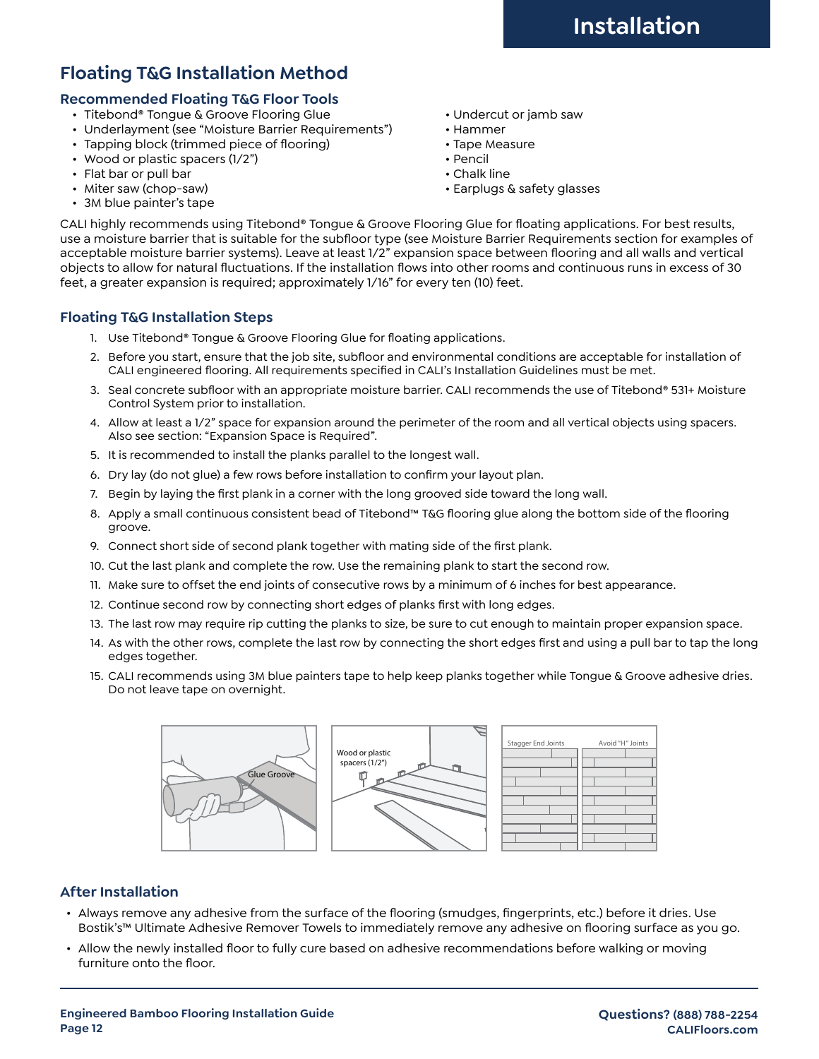# Installation

## Floating T&G Installation Method

### Recommended Floating T&G Floor Tools

- Titebond® Tongue & Groove Flooring Glue
- Underlayment (see "Moisture Barrier Requirements")
- Tapping block (trimmed piece of flooring)
- Wood or plastic spacers (1/2")
- Flat bar or pull bar
- Miter saw (chop-saw)
- 3M blue painter's tape
- Undercut or jamb saw
- Hammer
- Tape Measure
- Pencil
- Chalk line
- Earplugs & safety glasses

CALI highly recommends using Titebond® Tongue & Groove Flooring Glue for floating applications. For best results, use a moisture barrier that is suitable for the subfloor type (see Moisture Barrier Requirements section for examples of acceptable moisture barrier systems). Leave at least 1/2" expansion space between flooring and all walls and vertical objects to allow for natural fluctuations. If the installation flows into other rooms and continuous runs in excess of 30 feet, a greater expansion is required; approximately 1/16" for every ten (10) feet.

### Floating T&G Installation Steps

1. Use Titebond® Tongue & Groove Flooring Glue for floating applications.
2. Before you start, ensure that the job site, subfloor and environmental conditions are acceptable for installation of CALI engineered flooring. All requirements specified in CALI's Installation Guidelines must be met.
3. Seal concrete subfloor with an appropriate moisture barrier. CALI recommends the use of Titebond® 531+ Moisture Control System prior to installation.
4. Allow at least a 1/2" space for expansion around the perimeter of the room and all vertical objects using spacers. Also see section: "Expansion Space is Required".
5. It is recommended to install the planks parallel to the longest wall.
6. Dry lay (do not glue) a few rows before installation to confirm your layout plan.
7. Begin by laying the first plank in a corner with the long grooved side toward the long wall.
8. Apply a small continuous consistent bead of Titebond™ T&G flooring glue along the bottom side of the flooring groove.
9. Connect short side of second plank together with mating side of the first plank.
10. Cut the last plank and complete the row. Use the remaining plank to start the second row.
11. Make sure to offset the end joints of consecutive rows by a minimum of 6 inches for best appearance.
12. Continue second row by connecting short edges of planks first with long edges.
13. The last row may require rip cutting the planks to size, be sure to cut enough to maintain proper expansion space.
14. As with the other rows, complete the last row by connecting the short edges first and using a pull bar to tap the long edges together.
15. CALI recommends using 3M blue painters tape to help keep planks together while Tongue & Groove adhesive dries. Do not leave tape on overnight.

Glue Groove

Wood or plastic spacers (1/2")

Stagger End Joints | Avoid "H" Joints

### After Installation

- Always remove any adhesive from the surface of the flooring (smudges, fingerprints, etc.) before it dries. Use Bostik's™ Ultimate Adhesive Remover Towels to immediately remove any adhesive on flooring surface as you go.
- Allow the newly installed floor to fully cure based on adhesive recommendations before walking or moving furniture onto the floor.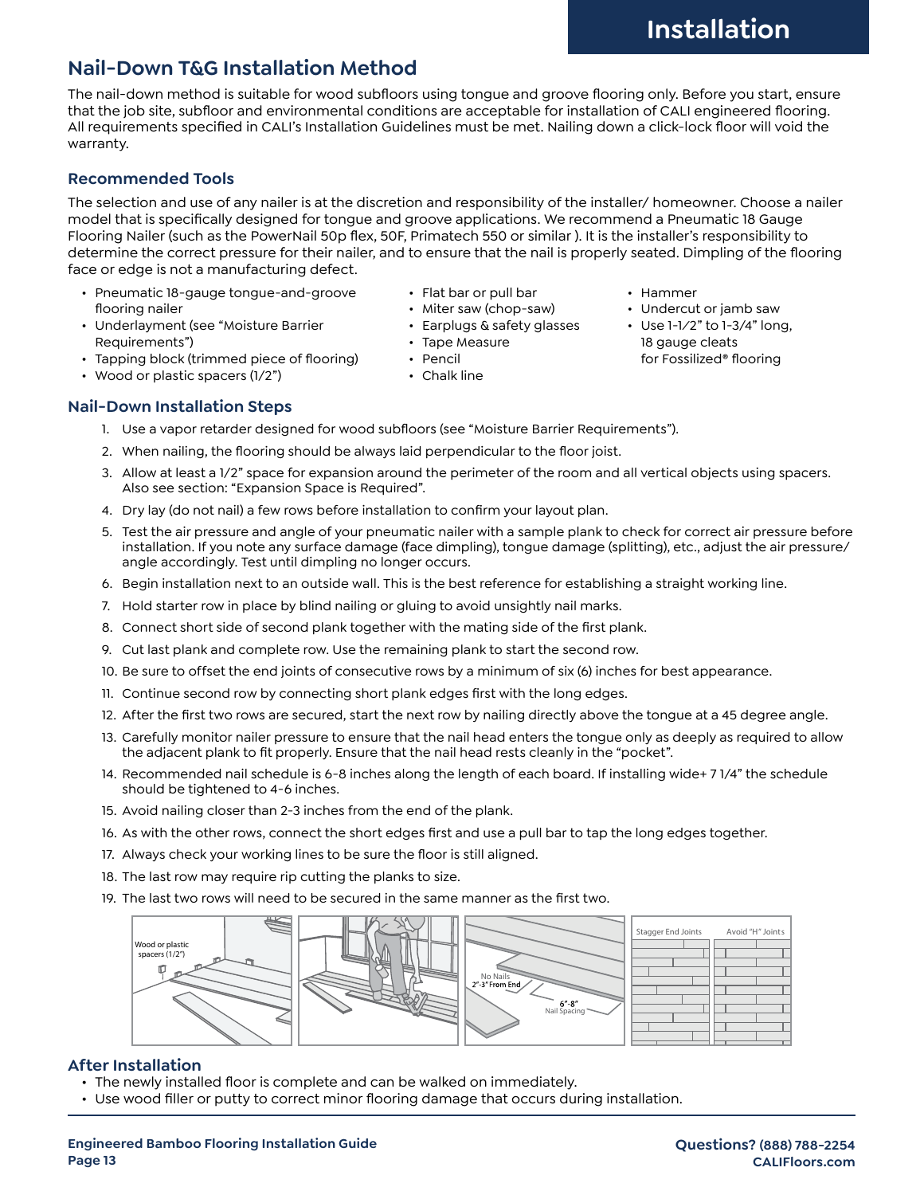## Nail-Down T&G Installation Method

The nail-down method is suitable for wood subfloors using tongue and groove flooring only. Before you start, ensure that the job site, subfloor and environmental conditions are acceptable for installation of CALI engineered flooring. All requirements specified in CALI's Installation Guidelines must be met. Nailing down a click-lock floor will void the warranty.

### Recommended Tools

The selection and use of any nailer is at the discretion and responsibility of the installer/ homeowner. Choose a nailer model that is specifically designed for tongue and groove applications. We recommend a Pneumatic 18 Gauge Flooring Nailer (such as the PowerNail 50p flex, 50F, Primatech 550 or similar ). It is the installer's responsibility to determine the correct pressure for their nailer, and to ensure that the nail is properly seated. Dimpling of the flooring face or edge is not a manufacturing defect.

- Pneumatic 18-gauge tongue-and-groove flooring nailer
- Underlayment (see "Moisture Barrier Requirements")
- Tapping block (trimmed piece of flooring)
- Wood or plastic spacers (1/2")
- Flat bar or pull bar
- Miter saw (chop-saw)
- Earplugs & safety glasses
- Tape Measure
- Pencil
- Chalk line
- Hammer
- Undercut or jamb saw
- Use 1-1/2" to 1-3/4" long, 18 gauge cleats for Fossilized® flooring

### Nail-Down Installation Steps

1. Use a vapor retarder designed for wood subfloors (see "Moisture Barrier Requirements").
2. When nailing, the flooring should be always laid perpendicular to the floor joist.
3. Allow at least a 1/2" space for expansion around the perimeter of the room and all vertical objects using spacers. Also see section: "Expansion Space is Required".
4. Dry lay (do not nail) a few rows before installation to confirm your layout plan.
5. Test the air pressure and angle of your pneumatic nailer with a sample plank to check for correct air pressure before installation. If you note any surface damage (face dimpling), tongue damage (splitting), etc., adjust the air pressure/ angle accordingly. Test until dimpling no longer occurs.
6. Begin installation next to an outside wall. This is the best reference for establishing a straight working line.
7. Hold starter row in place by blind nailing or gluing to avoid unsightly nail marks.
8. Connect short side of second plank together with the mating side of the first plank.
9. Cut last plank and complete row. Use the remaining plank to start the second row.
10. Be sure to offset the end joints of consecutive rows by a minimum of six (6) inches for best appearance.
11. Continue second row by connecting short plank edges first with the long edges.
12. After the first two rows are secured, start the next row by nailing directly above the tongue at a 45 degree angle.
13. Carefully monitor nailer pressure to ensure that the nail head enters the tongue only as deeply as required to allow the adjacent plank to fit properly. Ensure that the nail head rests cleanly in the "pocket".
14. Recommended nail schedule is 6-8 inches along the length of each board. If installing wide+ 7 1/4" the schedule should be tightened to 4-6 inches.
15. Avoid nailing closer than 2-3 inches from the end of the plank.
16. As with the other rows, connect the short edges first and use a pull bar to tap the long edges together.
17. Always check your working lines to be sure the floor is still aligned.
18. The last row may require rip cutting the planks to size.
19. The last two rows will need to be secured in the same manner as the first two.

Wood or plastic spacers (1/2")

No Nails 2"-3" From End

6"-8" Nail Spacing

Stagger End Joints

Avoid "H" Joints

### After Installation

- The newly installed floor is complete and can be walked on immediately.
- Use wood filler or putty to correct minor flooring damage that occurs during installation.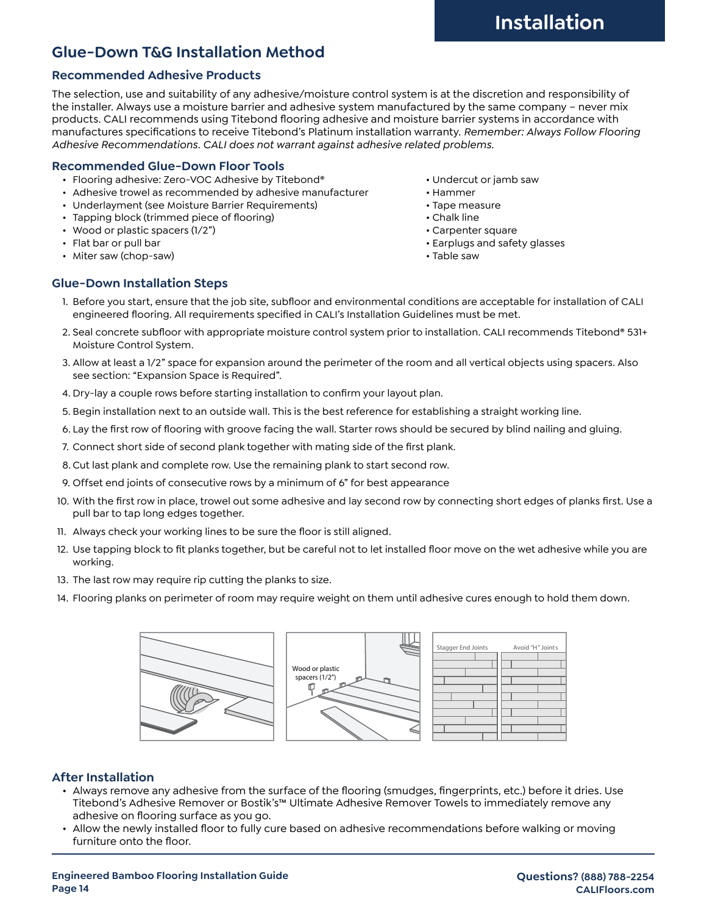# Glue-Down T&G Installation Method

## Recommended Adhesive Products

The selection, use and suitability of any adhesive/moisture control system is at the discretion and responsibility of the installer. Always use a moisture barrier and adhesive system manufactured by the same company – never mix products. CALI recommends using Titebond flooring adhesive and moisture barrier systems in accordance with manufactures specifications to receive Titebond's Platinum installation warranty. *Remember: Always Follow Flooring Adhesive Recommendations. CALI does not warrant against adhesive related problems.*

## Recommended Glue-Down Floor Tools

- Flooring adhesive: Zero-VOC Adhesive by Titebond®
- Adhesive trowel as recommended by adhesive manufacturer
- Underlayment (see Moisture Barrier Requirements)
- Tapping block (trimmed piece of flooring)
- Wood or plastic spacers (1/2")
- Flat bar or pull bar
- Miter saw (chop-saw)
- Undercut or jamb saw
- Hammer
- Tape measure
- Chalk line
- Carpenter square
- Earplugs and safety glasses
- Table saw

## Glue-Down Installation Steps

1. Before you start, ensure that the job site, subfloor and environmental conditions are acceptable for installation of CALI engineered flooring. All requirements specified in CALI's Installation Guidelines must be met.
2. Seal concrete subfloor with appropriate moisture control system prior to installation. CALI recommends Titebond® 531+ Moisture Control System.
3. Allow at least a 1/2" space for expansion around the perimeter of the room and all vertical objects using spacers. Also see section: "Expansion Space is Required".
4. Dry-lay a couple rows before starting installation to confirm your layout plan.
5. Begin installation next to an outside wall. This is the best reference for establishing a straight working line.
6. Lay the first row of flooring with groove facing the wall. Starter rows should be secured by blind nailing and gluing.
7. Connect short side of second plank together with mating side of the first plank.
8. Cut last plank and complete row. Use the remaining plank to start second row.
9. Offset end joints of consecutive rows by a minimum of 6" for best appearance
10. With the first row in place, trowel out some adhesive and lay second row by connecting short edges of planks first. Use a pull bar to tap long edges together.
11. Always check your working lines to be sure the floor is still aligned.
12. Use tapping block to fit planks together, but be careful not to let installed floor move on the wet adhesive while you are working.
13. The last row may require rip cutting the planks to size.
14. Flooring planks on perimeter of room may require weight on them until adhesive cures enough to hold them down.

Wood or plastic spacers (1/2")

Stagger End Joints | Avoid "H" Joints

## After Installation

- Always remove any adhesive from the surface of the flooring (smudges, fingerprints, etc.) before it dries. Use Titebond's Adhesive Remover or Bostik's™ Ultimate Adhesive Remover Towels to immediately remove any adhesive on flooring surface as you go.
- Allow the newly installed floor to fully cure based on adhesive recommendations before walking or moving furniture onto the floor.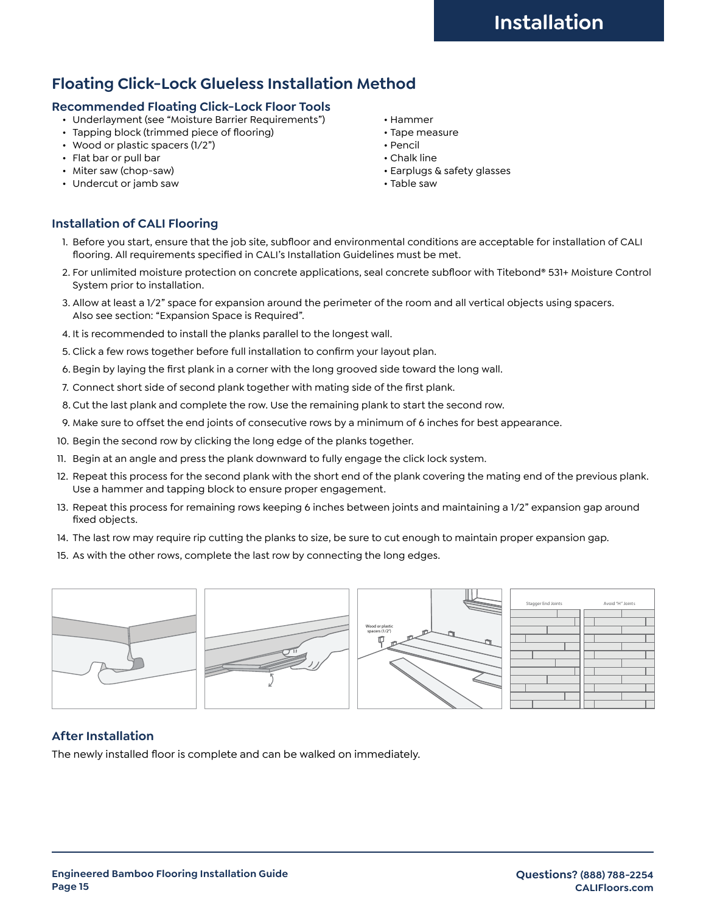# Installation

## Floating Click-Lock Glueless Installation Method

### Recommended Floating Click-Lock Floor Tools

- Underlayment (see "Moisture Barrier Requirements")
- Tapping block (trimmed piece of flooring)
- Wood or plastic spacers (1/2")
- Flat bar or pull bar
- Miter saw (chop-saw)
- Undercut or jamb saw
- Hammer
- Tape measure
- Pencil
- Chalk line
- Earplugs & safety glasses
- Table saw

### Installation of CALI Flooring

1. Before you start, ensure that the job site, subfloor and environmental conditions are acceptable for installation of CALI flooring. All requirements specified in CALI's Installation Guidelines must be met.
2. For unlimited moisture protection on concrete applications, seal concrete subfloor with Titebond® 531+ Moisture Control System prior to installation.
3. Allow at least a 1/2" space for expansion around the perimeter of the room and all vertical objects using spacers. Also see section: "Expansion Space is Required".
4. It is recommended to install the planks parallel to the longest wall.
5. Click a few rows together before full installation to confirm your layout plan.
6. Begin by laying the first plank in a corner with the long grooved side toward the long wall.
7. Connect short side of second plank together with mating side of the first plank.
8. Cut the last plank and complete the row. Use the remaining plank to start the second row.
9. Make sure to offset the end joints of consecutive rows by a minimum of 6 inches for best appearance.
10. Begin the second row by clicking the long edge of the planks together.
11. Begin at an angle and press the plank downward to fully engage the click lock system.
12. Repeat this process for the second plank with the short end of the plank covering the mating end of the previous plank. Use a hammer and tapping block to ensure proper engagement.
13. Repeat this process for remaining rows keeping 6 inches between joints and maintaining a 1/2" expansion gap around fixed objects.
14. The last row may require rip cutting the planks to size, be sure to cut enough to maintain proper expansion gap.
15. As with the other rows, complete the last row by connecting the long edges.

Wood or plastic spacers (1/2")

Stagger End Joints

Avoid "H" Joints

### After Installation

The newly installed floor is complete and can be walked on immediately.

**Engineered Bamboo Flooring Installation Guide**

**Questions?** (888) 788-2254
CALIFloors.com